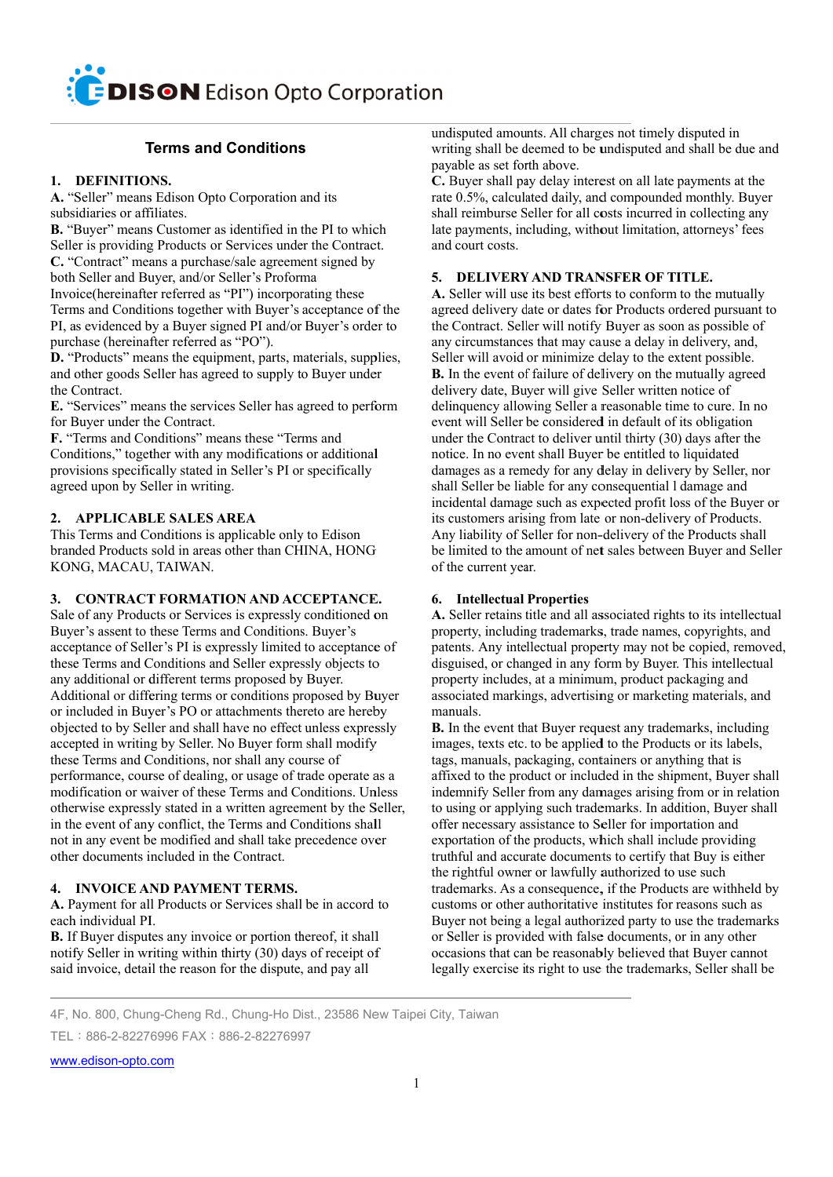Edison Opto Corporation

## Terms and Conditions

### 1. DEFINITIONS.

**A.** "Seller" means Edison Opto Corporation and its subsidiaries or affiliates.

**B.** "Buyer" means Customer as identified in the PI to which Seller is providing Products or Services under the Contract.

**C.** "Contract" means a purchase/sale agreement signed by both Seller and Buyer, and/or Seller's Proforma Invoice(hereinafter referred as "PI") incorporating these Terms and Conditions together with Buyer's acceptance of the PI, as evidenced by a Buyer signed PI and/or Buyer's order to purchase (hereinafter referred as "PO").

**D.** "Products" means the equipment, parts, materials, supplies, and other goods Seller has agreed to supply to Buyer under the Contract.

**E.** "Services" means the services Seller has agreed to perform for Buyer under the Contract.

**F.** "Terms and Conditions" means these "Terms and Conditions," together with any modifications or additional provisions specifically stated in Seller's PI or specifically agreed upon by Seller in writing.

### 2. APPLICABLE SALES AREA

This Terms and Conditions is applicable only to Edison branded Products sold in areas other than CHINA, HONG KONG, MACAU, TAIWAN.

### 3. CONTRACT FORMATION AND ACCEPTANCE.

Sale of any Products or Services is expressly conditioned on Buyer's assent to these Terms and Conditions. Buyer's acceptance of Seller's PI is expressly limited to acceptance of these Terms and Conditions and Seller expressly objects to any additional or different terms proposed by Buyer. Additional or differing terms or conditions proposed by Buyer or included in Buyer's PO or attachments thereto are hereby objected to by Seller and shall have no effect unless expressly accepted in writing by Seller. No Buyer form shall modify these Terms and Conditions, nor shall any course of performance, course of dealing, or usage of trade operate as a modification or waiver of these Terms and Conditions. Unless otherwise expressly stated in a written agreement by the Seller, in the event of any conflict, the Terms and Conditions shall not in any event be modified and shall take precedence over other documents included in the Contract.

### 4. INVOICE AND PAYMENT TERMS.

**A.** Payment for all Products or Services shall be in accord to each individual PI.

**B.** If Buyer disputes any invoice or portion thereof, it shall notify Seller in writing within thirty (30) days of receipt of said invoice, detail the reason for the dispute, and pay all undisputed amounts. All charges not timely disputed in writing shall be deemed to be undisputed and shall be due and payable as set forth above.

**C.** Buyer shall pay delay interest on all late payments at the rate 0.5%, calculated daily, and compounded monthly. Buyer shall reimburse Seller for all costs incurred in collecting any late payments, including, without limitation, attorneys' fees and court costs.

### 5. DELIVERY AND TRANSFER OF TITLE.

**A.** Seller will use its best efforts to conform to the mutually agreed delivery date or dates for Products ordered pursuant to the Contract. Seller will notify Buyer as soon as possible of any circumstances that may cause a delay in delivery, and, Seller will avoid or minimize delay to the extent possible.

**B.** In the event of failure of delivery on the mutually agreed delivery date, Buyer will give Seller written notice of delinquency allowing Seller a reasonable time to cure. In no event will Seller be considered in default of its obligation under the Contract to deliver until thirty (30) days after the notice. In no event shall Buyer be entitled to liquidated damages as a remedy for any delay in delivery by Seller, nor shall Seller be liable for any consequential l damage and incidental damage such as expected profit loss of the Buyer or its customers arising from late or non-delivery of Products. Any liability of Seller for non-delivery of the Products shall be limited to the amount of net sales between Buyer and Seller of the current year.

### 6. Intellectual Properties

**A.** Seller retains title and all associated rights to its intellectual property, including trademarks, trade names, copyrights, and patents. Any intellectual property may not be copied, removed, disguised, or changed in any form by Buyer. This intellectual property includes, at a minimum, product packaging and associated markings, advertising or marketing materials, and manuals.

**B.** In the event that Buyer request any trademarks, including images, texts etc. to be applied to the Products or its labels, tags, manuals, packaging, containers or anything that is affixed to the product or included in the shipment, Buyer shall indemnify Seller from any damages arising from or in relation to using or applying such trademarks. In addition, Buyer shall offer necessary assistance to Seller for importation and exportation of the products, which shall include providing truthful and accurate documents to certify that Buy is either the rightful owner or lawfully authorized to use such trademarks. As a consequence, if the Products are withheld by customs or other authoritative institutes for reasons such as Buyer not being a legal authorized party to use the trademarks or Seller is provided with false documents, or in any other occasions that can be reasonably believed that Buyer cannot legally exercise its right to use the trademarks, Seller shall be

4F, No. 800, Chung-Cheng Rd., Chung-Ho Dist., 23586 New Taipei City, Taiwan
TEL：886-2-82276996 FAX：886-2-82276997
www.edison-opto.com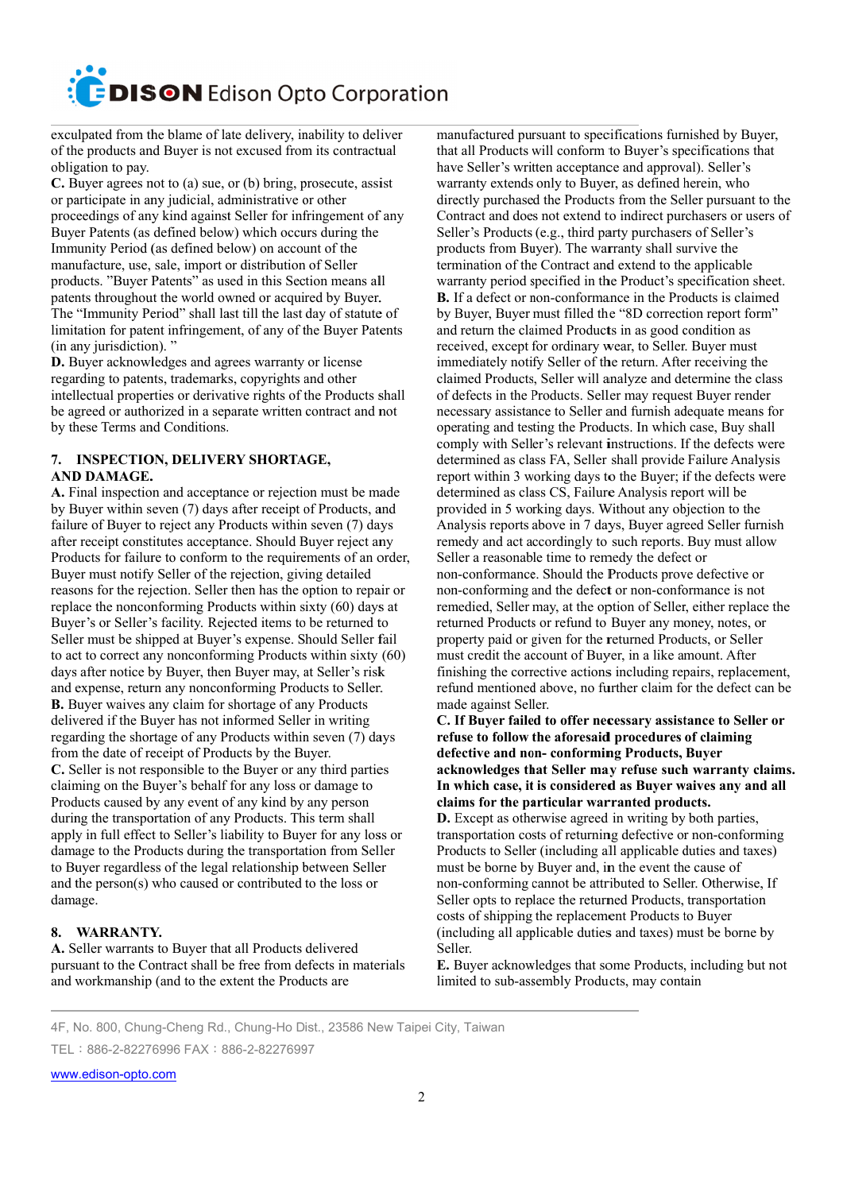exculpated from the blame of late delivery, inability to deliver of the products and Buyer is not excused from its contractual obligation to pay.

**C.** Buyer agrees not to (a) sue, or (b) bring, prosecute, assist or participate in any judicial, administrative or other proceedings of any kind against Seller for infringement of any Buyer Patents (as defined below) which occurs during the Immunity Period (as defined below) on account of the manufacture, use, sale, import or distribution of Seller products. "Buyer Patents" as used in this Section means all patents throughout the world owned or acquired by Buyer. The "Immunity Period" shall last till the last day of statute of limitation for patent infringement, of any of the Buyer Patents (in any jurisdiction). "

**D.** Buyer acknowledges and agrees warranty or license regarding to patents, trademarks, copyrights and other intellectual properties or derivative rights of the Products shall be agreed or authorized in a separate written contract and not by these Terms and Conditions.

## 7. INSPECTION, DELIVERY SHORTAGE, AND DAMAGE.

**A.** Final inspection and acceptance or rejection must be made by Buyer within seven (7) days after receipt of Products, and failure of Buyer to reject any Products within seven (7) days after receipt constitutes acceptance. Should Buyer reject any Products for failure to conform to the requirements of an order, Buyer must notify Seller of the rejection, giving detailed reasons for the rejection. Seller then has the option to repair or replace the nonconforming Products within sixty (60) days at Buyer's or Seller's facility. Rejected items to be returned to Seller must be shipped at Buyer's expense. Should Seller fail to act to correct any nonconforming Products within sixty (60) days after notice by Buyer, then Buyer may, at Seller's risk and expense, return any nonconforming Products to Seller.

**B.** Buyer waives any claim for shortage of any Products delivered if the Buyer has not informed Seller in writing regarding the shortage of any Products within seven (7) days from the date of receipt of Products by the Buyer.

**C.** Seller is not responsible to the Buyer or any third parties claiming on the Buyer's behalf for any loss or damage to Products caused by any event of any kind by any person during the transportation of any Products. This term shall apply in full effect to Seller's liability to Buyer for any loss or damage to the Products during the transportation from Seller to Buyer regardless of the legal relationship between Seller and the person(s) who caused or contributed to the loss or damage.

## 8. WARRANTY.

**A.** Seller warrants to Buyer that all Products delivered pursuant to the Contract shall be free from defects in materials and workmanship (and to the extent the Products are manufactured pursuant to specifications furnished by Buyer, that all Products will conform to Buyer's specifications that have Seller's written acceptance and approval). Seller's warranty extends only to Buyer, as defined herein, who directly purchased the Products from the Seller pursuant to the Contract and does not extend to indirect purchasers or users of Seller's Products (e.g., third party purchasers of Seller's products from Buyer). The warranty shall survive the termination of the Contract and extend to the applicable warranty period specified in the Product's specification sheet.

**B.** If a defect or non-conformance in the Products is claimed by Buyer, Buyer must filled the "8D correction report form" and return the claimed Products in as good condition as received, except for ordinary wear, to Seller. Buyer must immediately notify Seller of the return. After receiving the claimed Products, Seller will analyze and determine the class of defects in the Products. Seller may request Buyer render necessary assistance to Seller and furnish adequate means for operating and testing the Products. In which case, Buy shall comply with Seller's relevant instructions. If the defects were determined as class FA, Seller shall provide Failure Analysis report within 3 working days to the Buyer; if the defects were determined as class CS, Failure Analysis report will be provided in 5 working days. Without any objection to the Analysis reports above in 7 days, Buyer agreed Seller furnish remedy and act accordingly to such reports. Buy must allow Seller a reasonable time to remedy the defect or non-conformance. Should the Products prove defective or non-conforming and the defect or non-conformance is not remedied, Seller may, at the option of Seller, either replace the returned Products or refund to Buyer any money, notes, or property paid or given for the returned Products, or Seller must credit the account of Buyer, in a like amount. After finishing the corrective actions including repairs, replacement, refund mentioned above, no further claim for the defect can be made against Seller.

**C. If Buyer failed to offer necessary assistance to Seller or refuse to follow the aforesaid procedures of claiming defective and non- conforming Products, Buyer acknowledges that Seller may refuse such warranty claims. In which case, it is considered as Buyer waives any and all claims for the particular warranted products.**

**D.** Except as otherwise agreed in writing by both parties, transportation costs of returning defective or non-conforming Products to Seller (including all applicable duties and taxes) must be borne by Buyer and, in the event the cause of non-conforming cannot be attributed to Seller. Otherwise, If Seller opts to replace the returned Products, transportation costs of shipping the replacement Products to Buyer (including all applicable duties and taxes) must be borne by Seller.

**E.** Buyer acknowledges that some Products, including but not limited to sub-assembly Products, may contain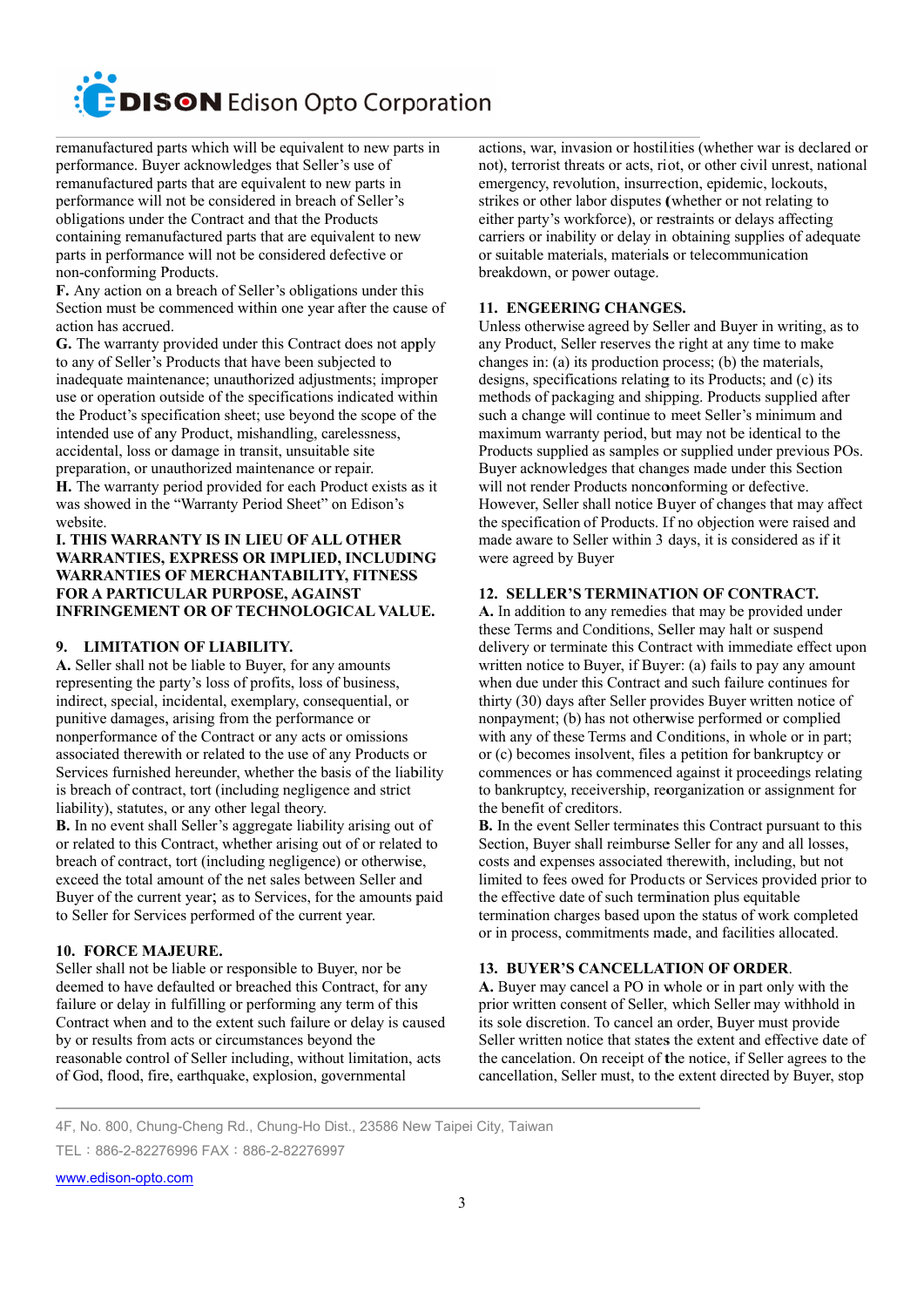remanufactured parts which will be equivalent to new parts in performance. Buyer acknowledges that Seller's use of remanufactured parts that are equivalent to new parts in performance will not be considered in breach of Seller's obligations under the Contract and that the Products containing remanufactured parts that are equivalent to new parts in performance will not be considered defective or non-conforming Products.

**F.** Any action on a breach of Seller's obligations under this Section must be commenced within one year after the cause of action has accrued.

**G.** The warranty provided under this Contract does not apply to any of Seller's Products that have been subjected to inadequate maintenance; unauthorized adjustments; improper use or operation outside of the specifications indicated within the Product's specification sheet; use beyond the scope of the intended use of any Product, mishandling, carelessness, accidental, loss or damage in transit, unsuitable site preparation, or unauthorized maintenance or repair.

**H.** The warranty period provided for each Product exists as it was showed in the "Warranty Period Sheet" on Edison's website.

**I. THIS WARRANTY IS IN LIEU OF ALL OTHER WARRANTIES, EXPRESS OR IMPLIED, INCLUDING WARRANTIES OF MERCHANTABILITY, FITNESS FOR A PARTICULAR PURPOSE, AGAINST INFRINGEMENT OR OF TECHNOLOGICAL VALUE.**

### 9. LIMITATION OF LIABILITY.

**A.** Seller shall not be liable to Buyer, for any amounts representing the party's loss of profits, loss of business, indirect, special, incidental, exemplary, consequential, or punitive damages, arising from the performance or nonperformance of the Contract or any acts or omissions associated therewith or related to the use of any Products or Services furnished hereunder, whether the basis of the liability is breach of contract, tort (including negligence and strict liability), statutes, or any other legal theory.

**B.** In no event shall Seller's aggregate liability arising out of or related to this Contract, whether arising out of or related to breach of contract, tort (including negligence) or otherwise, exceed the total amount of the net sales between Seller and Buyer of the current year; as to Services, for the amounts paid to Seller for Services performed of the current year.

### 10. FORCE MAJEURE.

Seller shall not be liable or responsible to Buyer, nor be deemed to have defaulted or breached this Contract, for any failure or delay in fulfilling or performing any term of this Contract when and to the extent such failure or delay is caused by or results from acts or circumstances beyond the reasonable control of Seller including, without limitation, acts of God, flood, fire, earthquake, explosion, governmental actions, war, invasion or hostilities (whether war is declared or not), terrorist threats or acts, riot, or other civil unrest, national emergency, revolution, insurrection, epidemic, lockouts, strikes or other labor disputes (whether or not relating to either party's workforce), or restraints or delays affecting carriers or inability or delay in obtaining supplies of adequate or suitable materials, materials or telecommunication breakdown, or power outage.

### 11. ENGEERING CHANGES.

Unless otherwise agreed by Seller and Buyer in writing, as to any Product, Seller reserves the right at any time to make changes in: (a) its production process; (b) the materials, designs, specifications relating to its Products; and (c) its methods of packaging and shipping. Products supplied after such a change will continue to meet Seller's minimum and maximum warranty period, but may not be identical to the Products supplied as samples or supplied under previous POs. Buyer acknowledges that changes made under this Section will not render Products nonconforming or defective. However, Seller shall notice Buyer of changes that may affect the specification of Products. If no objection were raised and made aware to Seller within 3 days, it is considered as if it were agreed by Buyer

### 12. SELLER'S TERMINATION OF CONTRACT.

**A.** In addition to any remedies that may be provided under these Terms and Conditions, Seller may halt or suspend delivery or terminate this Contract with immediate effect upon written notice to Buyer, if Buyer: (a) fails to pay any amount when due under this Contract and such failure continues for thirty (30) days after Seller provides Buyer written notice of nonpayment; (b) has not otherwise performed or complied with any of these Terms and Conditions, in whole or in part; or (c) becomes insolvent, files a petition for bankruptcy or commences or has commenced against it proceedings relating to bankruptcy, receivership, reorganization or assignment for the benefit of creditors.

**B.** In the event Seller terminates this Contract pursuant to this Section, Buyer shall reimburse Seller for any and all losses, costs and expenses associated therewith, including, but not limited to fees owed for Products or Services provided prior to the effective date of such termination plus equitable termination charges based upon the status of work completed or in process, commitments made, and facilities allocated.

### 13. BUYER'S CANCELLATION OF ORDER.

**A.** Buyer may cancel a PO in whole or in part only with the prior written consent of Seller, which Seller may withhold in its sole discretion. To cancel an order, Buyer must provide Seller written notice that states the extent and effective date of the cancelation. On receipt of the notice, if Seller agrees to the cancellation, Seller must, to the extent directed by Buyer, stop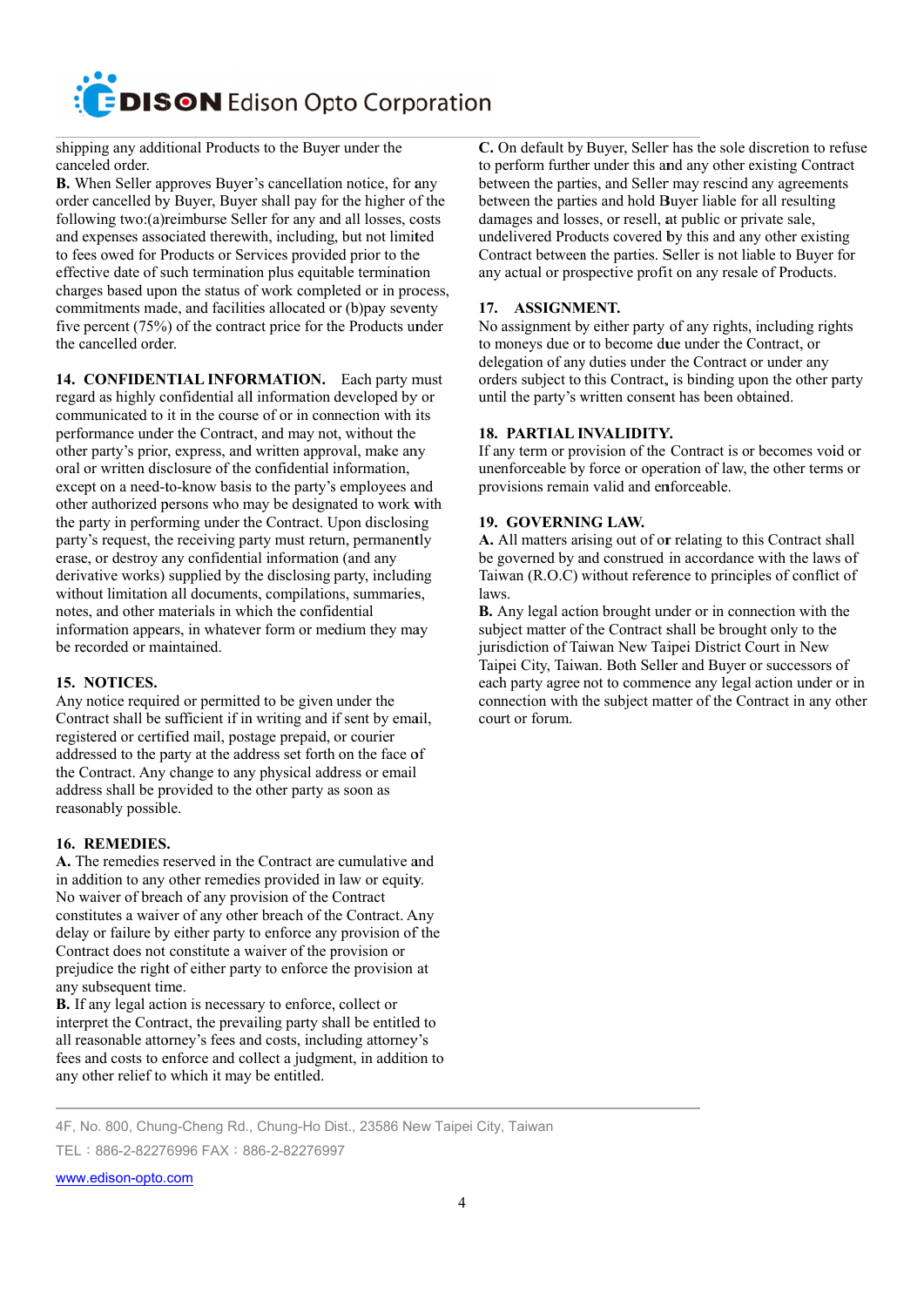shipping any additional Products to the Buyer under the canceled order.

**B.** When Seller approves Buyer's cancellation notice, for any order cancelled by Buyer, Buyer shall pay for the higher of the following two:(a)reimburse Seller for any and all losses, costs and expenses associated therewith, including, but not limited to fees owed for Products or Services provided prior to the effective date of such termination plus equitable termination charges based upon the status of work completed or in process, commitments made, and facilities allocated or (b)pay seventy five percent (75%) of the contract price for the Products under the cancelled order.

**14. CONFIDENTIAL INFORMATION.** Each party must regard as highly confidential all information developed by or communicated to it in the course of or in connection with its performance under the Contract, and may not, without the other party's prior, express, and written approval, make any oral or written disclosure of the confidential information, except on a need-to-know basis to the party's employees and other authorized persons who may be designated to work with the party in performing under the Contract. Upon disclosing party's request, the receiving party must return, permanently erase, or destroy any confidential information (and any derivative works) supplied by the disclosing party, including without limitation all documents, compilations, summaries, notes, and other materials in which the confidential information appears, in whatever form or medium they may be recorded or maintained.

**15. NOTICES.**

Any notice required or permitted to be given under the Contract shall be sufficient if in writing and if sent by email, registered or certified mail, postage prepaid, or courier addressed to the party at the address set forth on the face of the Contract. Any change to any physical address or email address shall be provided to the other party as soon as reasonably possible.

**16. REMEDIES.**

**A.** The remedies reserved in the Contract are cumulative and in addition to any other remedies provided in law or equity. No waiver of breach of any provision of the Contract constitutes a waiver of any other breach of the Contract. Any delay or failure by either party to enforce any provision of the Contract does not constitute a waiver of the provision or prejudice the right of either party to enforce the provision at any subsequent time.

**B.** If any legal action is necessary to enforce, collect or interpret the Contract, the prevailing party shall be entitled to all reasonable attorney's fees and costs, including attorney's fees and costs to enforce and collect a judgment, in addition to any other relief to which it may be entitled.

**C.** On default by Buyer, Seller has the sole discretion to refuse to perform further under this and any other existing Contract between the parties, and Seller may rescind any agreements between the parties and hold Buyer liable for all resulting damages and losses, or resell, at public or private sale, undelivered Products covered by this and any other existing Contract between the parties. Seller is not liable to Buyer for any actual or prospective profit on any resale of Products.

**17. ASSIGNMENT.**

No assignment by either party of any rights, including rights to moneys due or to become due under the Contract, or delegation of any duties under the Contract or under any orders subject to this Contract, is binding upon the other party until the party's written consent has been obtained.

**18. PARTIAL INVALIDITY.**

If any term or provision of the Contract is or becomes void or unenforceable by force or operation of law, the other terms or provisions remain valid and enforceable.

**19. GOVERNING LAW.**

**A.** All matters arising out of or relating to this Contract shall be governed by and construed in accordance with the laws of Taiwan (R.O.C) without reference to principles of conflict of laws.

**B.** Any legal action brought under or in connection with the subject matter of the Contract shall be brought only to the jurisdiction of Taiwan New Taipei District Court in New Taipei City, Taiwan. Both Seller and Buyer or successors of each party agree not to commence any legal action under or in connection with the subject matter of the Contract in any other court or forum.